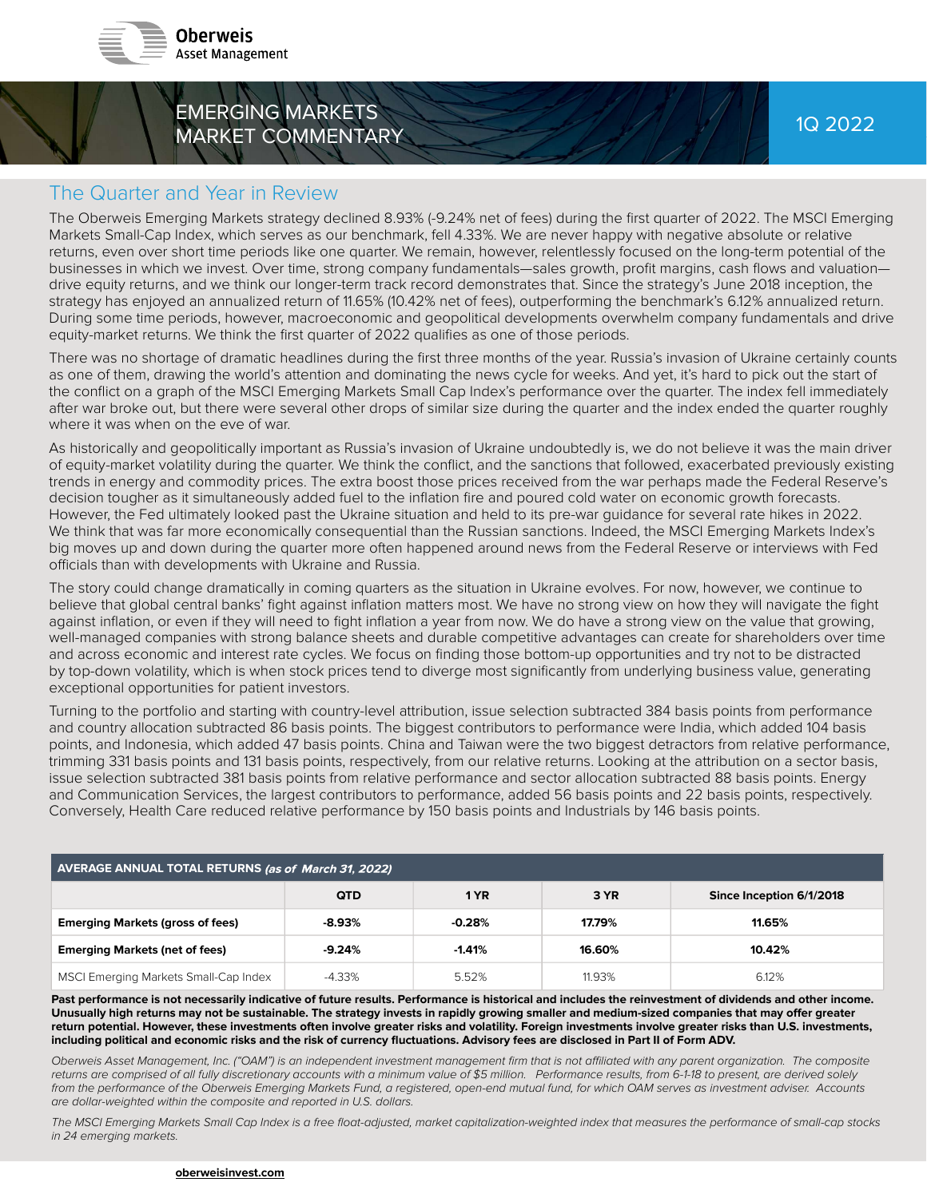Oberweis Asset Management

# EMERGING MARKETS MARKET COMMENTARY

1Q 2022

## The Quarter and Year in Review

The Oberweis Emerging Markets strategy declined 8.93% (-9.24% net of fees) during the first quarter of 2022. The MSCI Emerging Markets Small-Cap Index, which serves as our benchmark, fell 4.33%. We are never happy with negative absolute or relative returns, even over short time periods like one quarter. We remain, however, relentlessly focused on the long-term potential of the businesses in which we invest. Over time, strong company fundamentals—sales growth, profit margins, cash flows and valuation—drive equity returns, and we think our longer-term track record demonstrates that. Since the strategy's June 2018 inception, the strategy has enjoyed an annualized return of 11.65% (10.42% net of fees), outperforming the benchmark's 6.12% annualized return. During some time periods, however, macroeconomic and geopolitical developments overwhelm company fundamentals and drive equity-market returns. We think the first quarter of 2022 qualifies as one of those periods.

There was no shortage of dramatic headlines during the first three months of the year. Russia's invasion of Ukraine certainly counts as one of them, drawing the world's attention and dominating the news cycle for weeks. And yet, it's hard to pick out the start of the conflict on a graph of the MSCI Emerging Markets Small Cap Index's performance over the quarter. The index fell immediately after war broke out, but there were several other drops of similar size during the quarter and the index ended the quarter roughly where it was when on the eve of war.

As historically and geopolitically important as Russia's invasion of Ukraine undoubtedly is, we do not believe it was the main driver of equity-market volatility during the quarter. We think the conflict, and the sanctions that followed, exacerbated previously existing trends in energy and commodity prices. The extra boost those prices received from the war perhaps made the Federal Reserve's decision tougher as it simultaneously added fuel to the inflation fire and poured cold water on economic growth forecasts. However, the Fed ultimately looked past the Ukraine situation and held to its pre-war guidance for several rate hikes in 2022. We think that was far more economically consequential than the Russian sanctions. Indeed, the MSCI Emerging Markets Index's big moves up and down during the quarter more often happened around news from the Federal Reserve or interviews with Fed officials than with developments with Ukraine and Russia.

The story could change dramatically in coming quarters as the situation in Ukraine evolves. For now, however, we continue to believe that global central banks' fight against inflation matters most. We have no strong view on how they will navigate the fight against inflation, or even if they will need to fight inflation a year from now. We do have a strong view on the value that growing, well-managed companies with strong balance sheets and durable competitive advantages can create for shareholders over time and across economic and interest rate cycles. We focus on finding those bottom-up opportunities and try not to be distracted by top-down volatility, which is when stock prices tend to diverge most significantly from underlying business value, generating exceptional opportunities for patient investors.

Turning to the portfolio and starting with country-level attribution, issue selection subtracted 384 basis points from performance and country allocation subtracted 86 basis points. The biggest contributors to performance were India, which added 104 basis points, and Indonesia, which added 47 basis points. China and Taiwan were the two biggest detractors from relative performance, trimming 331 basis points and 131 basis points, respectively, from our relative returns. Looking at the attribution on a sector basis, issue selection subtracted 381 basis points from relative performance and sector allocation subtracted 88 basis points. Energy and Communication Services, the largest contributors to performance, added 56 basis points and 22 basis points, respectively. Conversely, Health Care reduced relative performance by 150 basis points and Industrials by 146 basis points.

**AVERAGE ANNUAL TOTAL RETURNS** *(as of March 31, 2022)*

| | QTD | 1 YR | 3 YR | Since Inception 6/1/2018 |
|---|---|---|---|---|
| **Emerging Markets (gross of fees)** | **-8.93%** | **-0.28%** | **17.79%** | **11.65%** |
| **Emerging Markets (net of fees)** | **-9.24%** | **-1.41%** | **16.60%** | **10.42%** |
| MSCI Emerging Markets Small-Cap Index | -4.33% | 5.52% | 11.93% | 6.12% |

**Past performance is not necessarily indicative of future results. Performance is historical and includes the reinvestment of dividends and other income. Unusually high returns may not be sustainable. The strategy invests in rapidly growing smaller and medium-sized companies that may offer greater return potential. However, these investments often involve greater risks and volatility. Foreign investments involve greater risks than U.S. investments, including political and economic risks and the risk of currency fluctuations. Advisory fees are disclosed in Part II of Form ADV.**

*Oberweis Asset Management, Inc. ("OAM") is an independent investment management firm that is not affiliated with any parent organization. The composite returns are comprised of all fully discretionary accounts with a minimum value of $5 million. Performance results, from 6-1-18 to present, are derived solely from the performance of the Oberweis Emerging Markets Fund, a registered, open-end mutual fund, for which OAM serves as investment adviser. Accounts are dollar-weighted within the composite and reported in U.S. dollars.*

*The MSCI Emerging Markets Small Cap Index is a free float-adjusted, market capitalization-weighted index that measures the performance of small-cap stocks in 24 emerging markets.*

oberweisinvest.com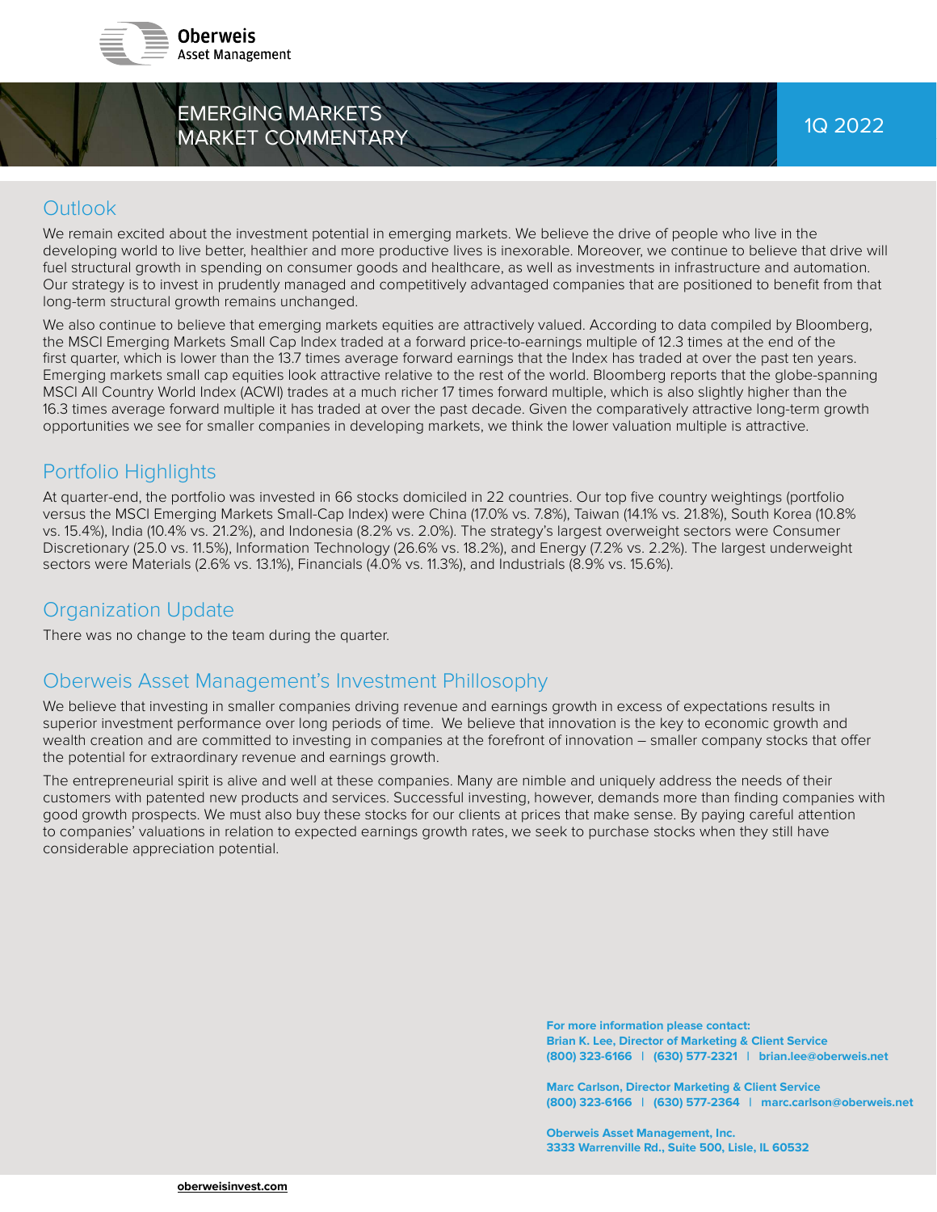Oberweis
Asset Management

EMERGING MARKETS
MARKET COMMENTARY

1Q 2022

## Outlook

We remain excited about the investment potential in emerging markets. We believe the drive of people who live in the developing world to live better, healthier and more productive lives is inexorable. Moreover, we continue to believe that drive will fuel structural growth in spending on consumer goods and healthcare, as well as investments in infrastructure and automation. Our strategy is to invest in prudently managed and competitively advantaged companies that are positioned to benefit from that long-term structural growth remains unchanged.

We also continue to believe that emerging markets equities are attractively valued. According to data compiled by Bloomberg, the MSCI Emerging Markets Small Cap Index traded at a forward price-to-earnings multiple of 12.3 times at the end of the first quarter, which is lower than the 13.7 times average forward earnings that the Index has traded at over the past ten years. Emerging markets small cap equities look attractive relative to the rest of the world. Bloomberg reports that the globe-spanning MSCI All Country World Index (ACWI) trades at a much richer 17 times forward multiple, which is also slightly higher than the 16.3 times average forward multiple it has traded at over the past decade. Given the comparatively attractive long-term growth opportunities we see for smaller companies in developing markets, we think the lower valuation multiple is attractive.

## Portfolio Highlights

At quarter-end, the portfolio was invested in 66 stocks domiciled in 22 countries. Our top five country weightings (portfolio versus the MSCI Emerging Markets Small-Cap Index) were China (17.0% vs. 7.8%), Taiwan (14.1% vs. 21.8%), South Korea (10.8% vs. 15.4%), India (10.4% vs. 21.2%), and Indonesia (8.2% vs. 2.0%). The strategy's largest overweight sectors were Consumer Discretionary (25.0 vs. 11.5%), Information Technology (26.6% vs. 18.2%), and Energy (7.2% vs. 2.2%). The largest underweight sectors were Materials (2.6% vs. 13.1%), Financials (4.0% vs. 11.3%), and Industrials (8.9% vs. 15.6%).

## Organization Update

There was no change to the team during the quarter.

## Oberweis Asset Management's Investment Phillosophy

We believe that investing in smaller companies driving revenue and earnings growth in excess of expectations results in superior investment performance over long periods of time. We believe that innovation is the key to economic growth and wealth creation and are committed to investing in companies at the forefront of innovation – smaller company stocks that offer the potential for extraordinary revenue and earnings growth.

The entrepreneurial spirit is alive and well at these companies. Many are nimble and uniquely address the needs of their customers with patented new products and services. Successful investing, however, demands more than finding companies with good growth prospects. We must also buy these stocks for our clients at prices that make sense. By paying careful attention to companies' valuations in relation to expected earnings growth rates, we seek to purchase stocks when they still have considerable appreciation potential.

**For more information please contact:**
**Brian K. Lee, Director of Marketing & Client Service**
**(800) 323-6166 | (630) 577-2321 | brian.lee@oberweis.net**

**Marc Carlson, Director Marketing & Client Service**
**(800) 323-6166 | (630) 577-2364 | marc.carlson@oberweis.net**

**Oberweis Asset Management, Inc.**
**3333 Warrenville Rd., Suite 500, Lisle, IL 60532**

**oberweisinvest.com**